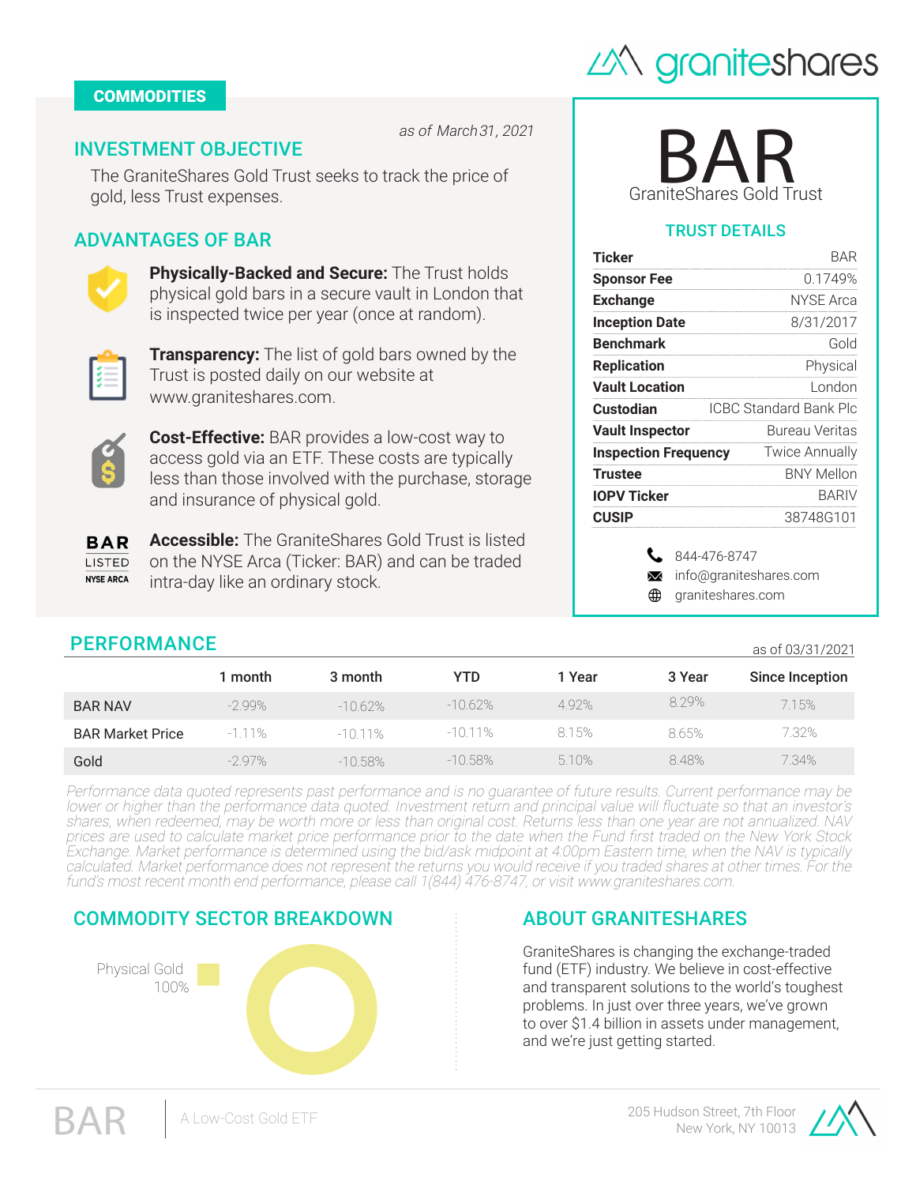granitesharesCOMMODITIES

*as of March 31, 2021*

## INVESTMENT OBJECTIVE

The GraniteShares Gold Trust seeks to track the price of gold, less Trust expenses.

## ADVANTAGES OF BAR

**Physically-Backed and Secure:** The Trust holds physical gold bars in a secure vault in London that is inspected twice per year (once at random).

**Transparency:** The list of gold bars owned by the Trust is posted daily on our website at www.graniteshares.com.

**Cost-Effective:** BAR provides a low-cost way to access gold via an ETF. These costs are typically less than those involved with the purchase, storage and insurance of physical gold.

BAR LISTED NYSE ARCA

**Accessible:** The GraniteShares Gold Trust is listed on the NYSE Arca (Ticker: BAR) and can be traded intra-day like an ordinary stock.

# BAR

GraniteShares Gold Trust

## TRUST DETAILS

| | |
|---|---|
| **Ticker** | BAR |
| **Sponsor Fee** | 0.1749% |
| **Exchange** | NYSE Arca |
| **Inception Date** | 8/31/2017 |
| **Benchmark** | Gold |
| **Replication** | Physical |
| **Vault Location** | London |
| **Custodian** | ICBC Standard Bank Plc |
| **Vault Inspector** | Bureau Veritas |
| **Inspection Frequency** | Twice Annually |
| **Trustee** | BNY Mellon |
| **IOPV Ticker** | BARIV |
| **CUSIP** | 38748G101 |

844-476-8747
info@graniteshares.com
graniteshares.com

## PERFORMANCE

as of 03/31/2021

| | 1 month | 3 month | YTD | 1 Year | 3 Year | Since Inception |
|---|---|---|---|---|---|---|
| BAR NAV | -2.99% | -10.62% | -10.62% | 4.92% | 8.29% | 7.15% |
| BAR Market Price | -1.11% | -10.11% | -10.11% | 8.15% | 8.65% | 7.32% |
| Gold | -2.97% | -10.58% | -10.58% | 5.10% | 8.48% | 7.34% |

*Performance data quoted represents past performance and is no guarantee of future results. Current performance may be lower or higher than the performance data quoted. Investment return and principal value will fluctuate so that an investor's shares, when redeemed, may be worth more or less than original cost. Returns less than one year are not annualized. NAV prices are used to calculate market price performance prior to the date when the Fund first traded on the New York Stock Exchange. Market performance is determined using the bid/ask midpoint at 4:00pm Eastern time, when the NAV is typically calculated. Market performance does not represent the returns you would receive if you traded shares at other times. For the fund's most recent month end performance, please call 1(844) 476-8747, or visit www.graniteshares.com.*

## COMMODITY SECTOR BREAKDOWN

Physical Gold 100%

## ABOUT GRANITESHARES

GraniteShares is changing the exchange-traded fund (ETF) industry. We believe in cost-effective and transparent solutions to the world's toughest problems. In just over three years, we've grown to over $1.4 billion in assets under management, and we're just getting started.

BAR | A Low-Cost Gold ETF

205 Hudson Street, 7th Floor
New York, NY 10013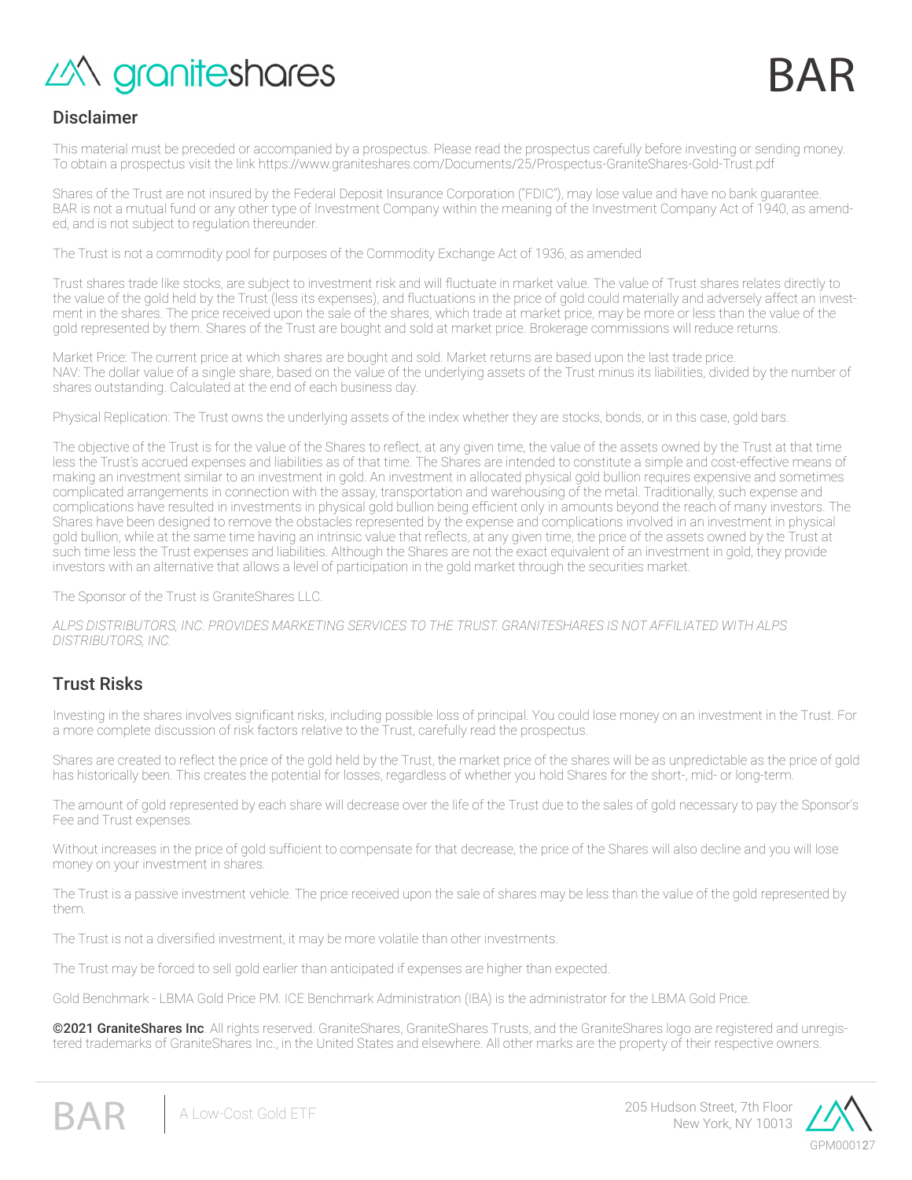## Disclaimer

This material must be preceded or accompanied by a prospectus. Please read the prospectus carefully before investing or sending money. To obtain a prospectus visit the link https://www.graniteshares.com/Documents/25/Prospectus-GraniteShares-Gold-Trust.pdf

Shares of the Trust are not insured by the Federal Deposit Insurance Corporation ("FDIC"), may lose value and have no bank guarantee. BAR is not a mutual fund or any other type of Investment Company within the meaning of the Investment Company Act of 1940, as amended, and is not subject to regulation thereunder.

The Trust is not a commodity pool for purposes of the Commodity Exchange Act of 1936, as amended

Trust shares trade like stocks, are subject to investment risk and will fluctuate in market value. The value of Trust shares relates directly to the value of the gold held by the Trust (less its expenses), and fluctuations in the price of gold could materially and adversely affect an investment in the shares. The price received upon the sale of the shares, which trade at market price, may be more or less than the value of the gold represented by them. Shares of the Trust are bought and sold at market price. Brokerage commissions will reduce returns.

Market Price: The current price at which shares are bought and sold. Market returns are based upon the last trade price.
NAV: The dollar value of a single share, based on the value of the underlying assets of the Trust minus its liabilities, divided by the number of shares outstanding. Calculated at the end of each business day.

Physical Replication: The Trust owns the underlying assets of the index whether they are stocks, bonds, or in this case, gold bars.

The objective of the Trust is for the value of the Shares to reflect, at any given time, the value of the assets owned by the Trust at that time less the Trust's accrued expenses and liabilities as of that time. The Shares are intended to constitute a simple and cost-effective means of making an investment similar to an investment in gold. An investment in allocated physical gold bullion requires expensive and sometimes complicated arrangements in connection with the assay, transportation and warehousing of the metal. Traditionally, such expense and complications have resulted in investments in physical gold bullion being efficient only in amounts beyond the reach of many investors. The Shares have been designed to remove the obstacles represented by the expense and complications involved in an investment in physical gold bullion, while at the same time having an intrinsic value that reflects, at any given time, the price of the assets owned by the Trust at such time less the Trust expenses and liabilities. Although the Shares are not the exact equivalent of an investment in gold, they provide investors with an alternative that allows a level of participation in the gold market through the securities market.

The Sponsor of the Trust is GraniteShares LLC.

*ALPS DISTRIBUTORS, INC. PROVIDES MARKETING SERVICES TO THE TRUST. GRANITESHARES IS NOT AFFILIATED WITH ALPS DISTRIBUTORS, INC.*

## Trust Risks

Investing in the shares involves significant risks, including possible loss of principal. You could lose money on an investment in the Trust. For a more complete discussion of risk factors relative to the Trust, carefully read the prospectus.

Shares are created to reflect the price of the gold held by the Trust, the market price of the shares will be as unpredictable as the price of gold has historically been. This creates the potential for losses, regardless of whether you hold Shares for the short-, mid- or long-term.

The amount of gold represented by each share will decrease over the life of the Trust due to the sales of gold necessary to pay the Sponsor's Fee and Trust expenses.

Without increases in the price of gold sufficient to compensate for that decrease, the price of the Shares will also decline and you will lose money on your investment in shares.

The Trust is a passive investment vehicle. The price received upon the sale of shares may be less than the value of the gold represented by them.

The Trust is not a diversified investment, it may be more volatile than other investments.

The Trust may be forced to sell gold earlier than anticipated if expenses are higher than expected.

Gold Benchmark - LBMA Gold Price PM. ICE Benchmark Administration (IBA) is the administrator for the LBMA Gold Price.

**©2021 GraniteShares Inc**. All rights reserved. GraniteShares, GraniteShares Trusts, and the GraniteShares logo are registered and unregistered trademarks of GraniteShares Inc., in the United States and elsewhere. All other marks are the property of their respective owners.

BAR | A Low-Cost Gold ETF

205 Hudson Street, 7th Floor
New York, NY 10013

GPM000127